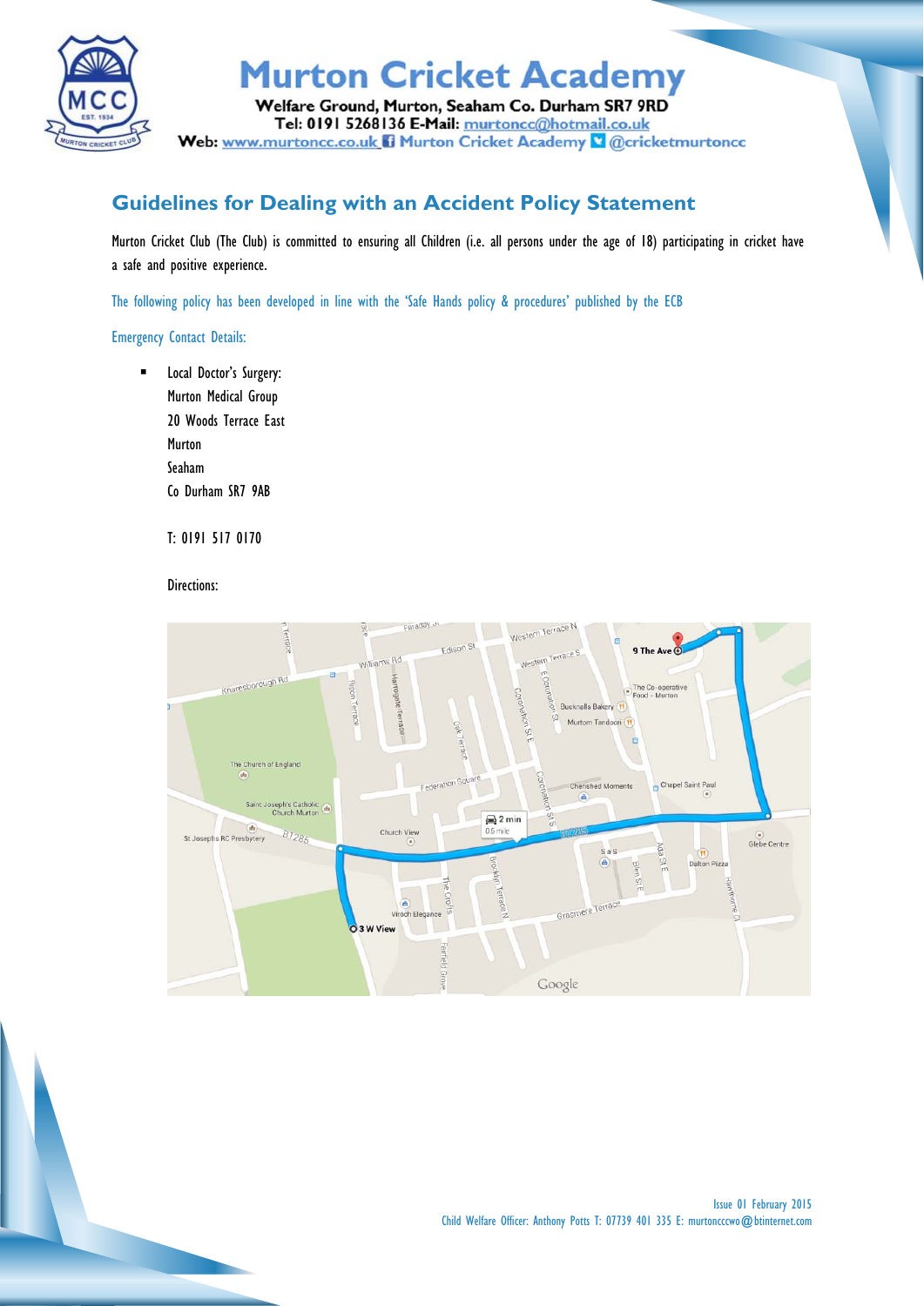# Murton Cricket Academy

**Welfare Ground, Murton, Seaham Co. Durham SR7 9RD**
**Tel: 0191 5268136 E-Mail:** murtoncc@hotmail.co.uk
**Web:** www.murtoncc.co.uk Murton Cricket Academy @cricketmurtoncc

## Guidelines for Dealing with an Accident Policy Statement

Murton Cricket Club (The Club) is committed to ensuring all Children (i.e. all persons under the age of 18) participating in cricket have a safe and positive experience.

The following policy has been developed in line with the 'Safe Hands policy & procedures' published by the ECB

Emergency Contact Details:

- Local Doctor's Surgery:
  Murton Medical Group
  20 Woods Terrace East
  Murton
  Seaham
  Co Durham SR7 9AB

  T: 0191 517 0170

  Directions:

Issue 01 February 2015
Child Welfare Officer: Anthony Potts T: 07739 401 335 E: murtonccwo@btinternet.com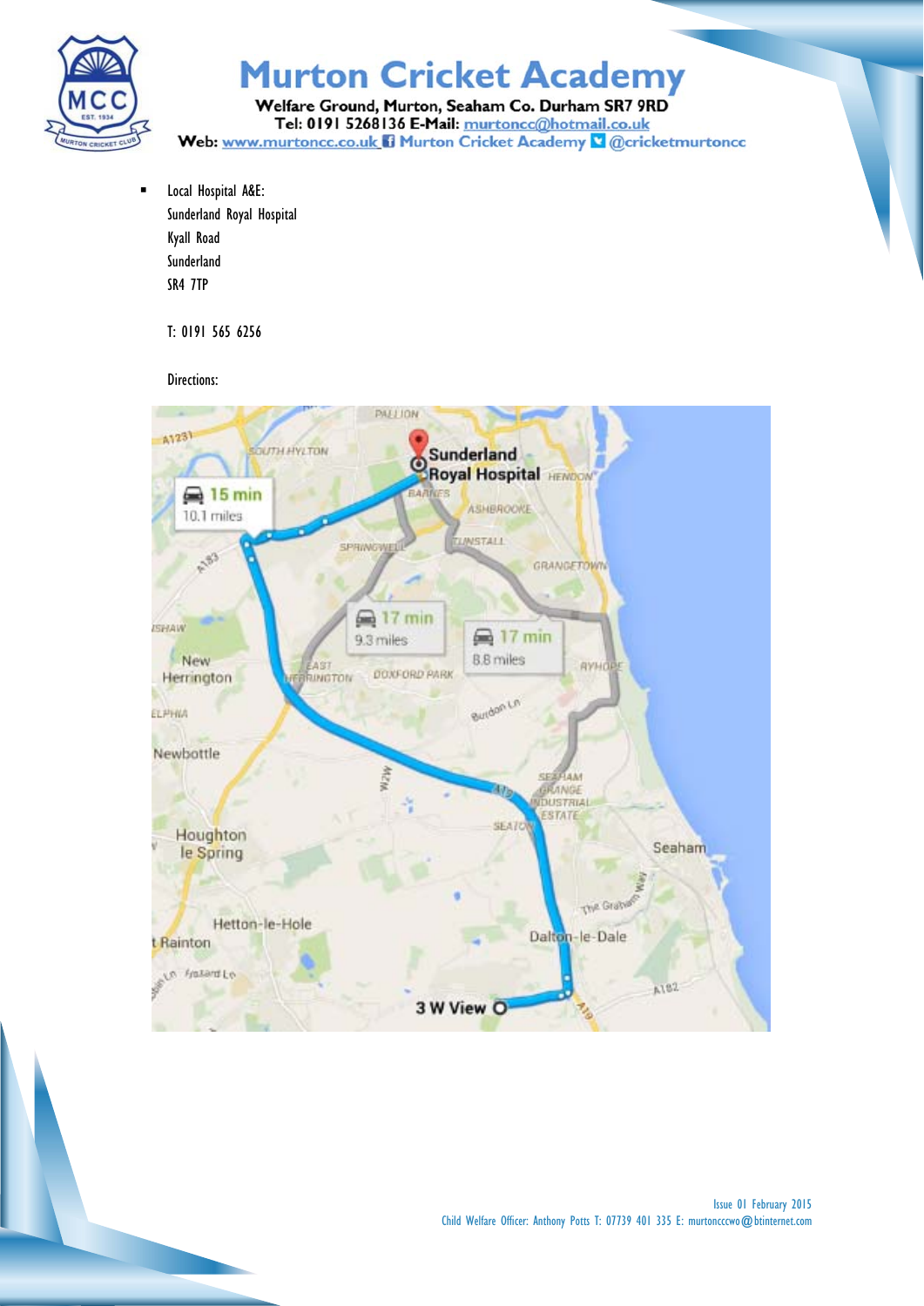- Local Hospital A&E:
  Sunderland Royal Hospital
  Kyall Road
  Sunderland
  SR4 7TP

  T: 0191 565 6256

  Directions: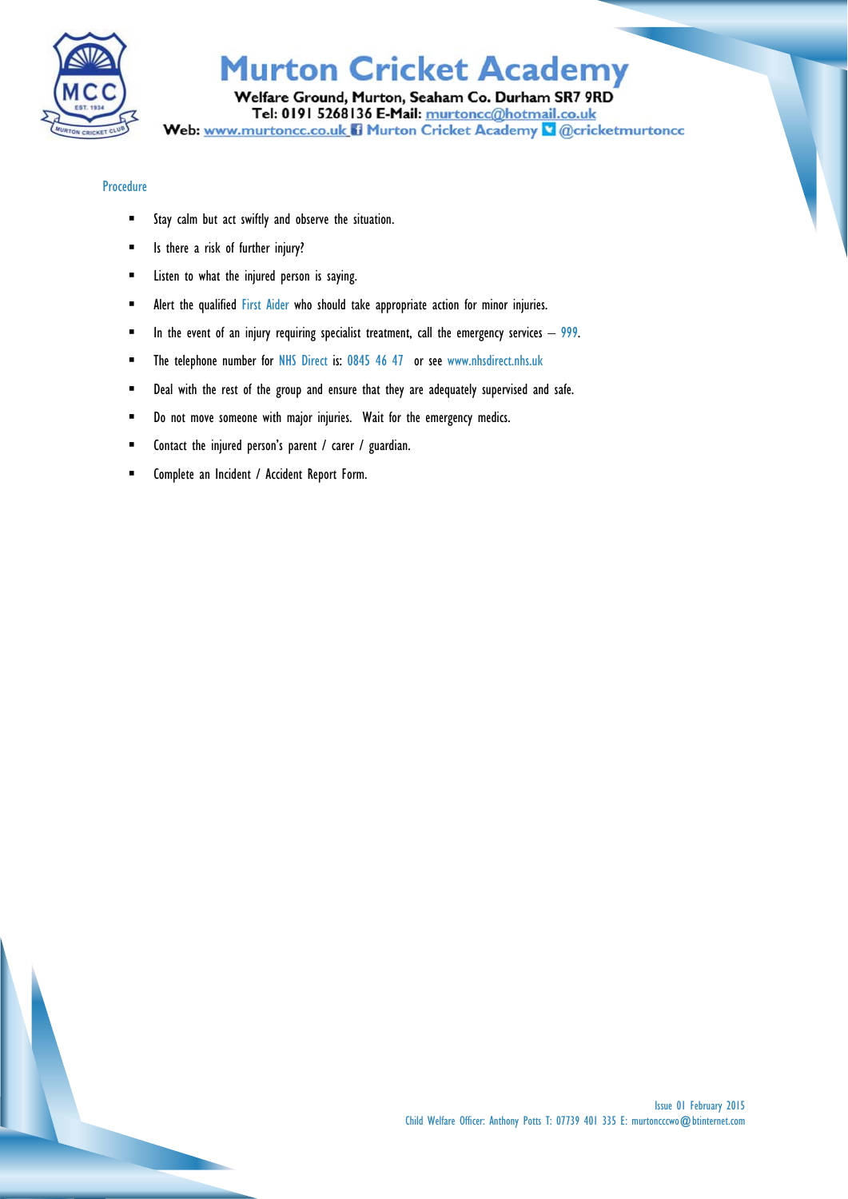### Procedure

- Stay calm but act swiftly and observe the situation.
- Is there a risk of further injury?
- Listen to what the injured person is saying.
- Alert the qualified First Aider who should take appropriate action for minor injuries.
- In the event of an injury requiring specialist treatment, call the emergency services – 999.
- The telephone number for NHS Direct is: 0845 46 47 or see www.nhsdirect.nhs.uk
- Deal with the rest of the group and ensure that they are adequately supervised and safe.
- Do not move someone with major injuries. Wait for the emergency medics.
- Contact the injured person's parent / carer / guardian.
- Complete an Incident / Accident Report Form.